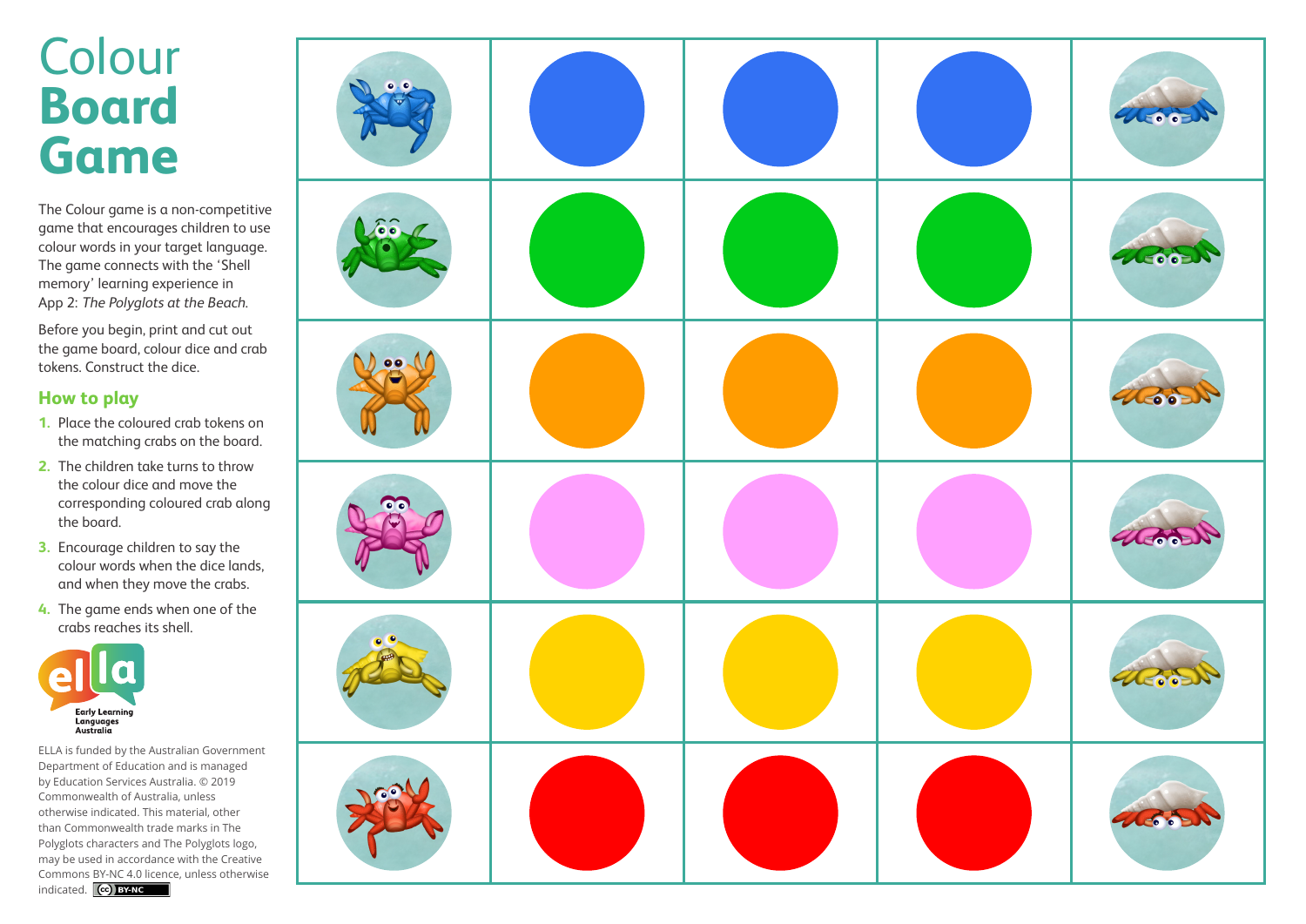# Colour **Board Game**

The Colour game is a non-competitive game that encourages children to use colour words in your target language. The game connects with the 'Shell memory' learning experience in App 2: *The Polyglots at the Beach.*

Before you begin, print and cut out the game board, colour dice and crab tokens. Construct the dice.

## How to play

1. Place the coloured crab tokens on the matching crabs on the board.
2. The children take turns to throw the colour dice and move the corresponding coloured crab along the board.
3. Encourage children to say the colour words when the dice lands, and when they move the crabs.
4. The game ends when one of the crabs reaches its shell.

Early Learning Languages Australia

ELLA is funded by the Australian Government Department of Education and is managed by Education Services Australia. © 2019 Commonwealth of Australia, unless otherwise indicated. This material, other than Commonwealth trade marks in The Polyglots characters and The Polyglots logo, may be used in accordance with the Creative Commons BY-NC 4.0 licence, unless otherwise indicated.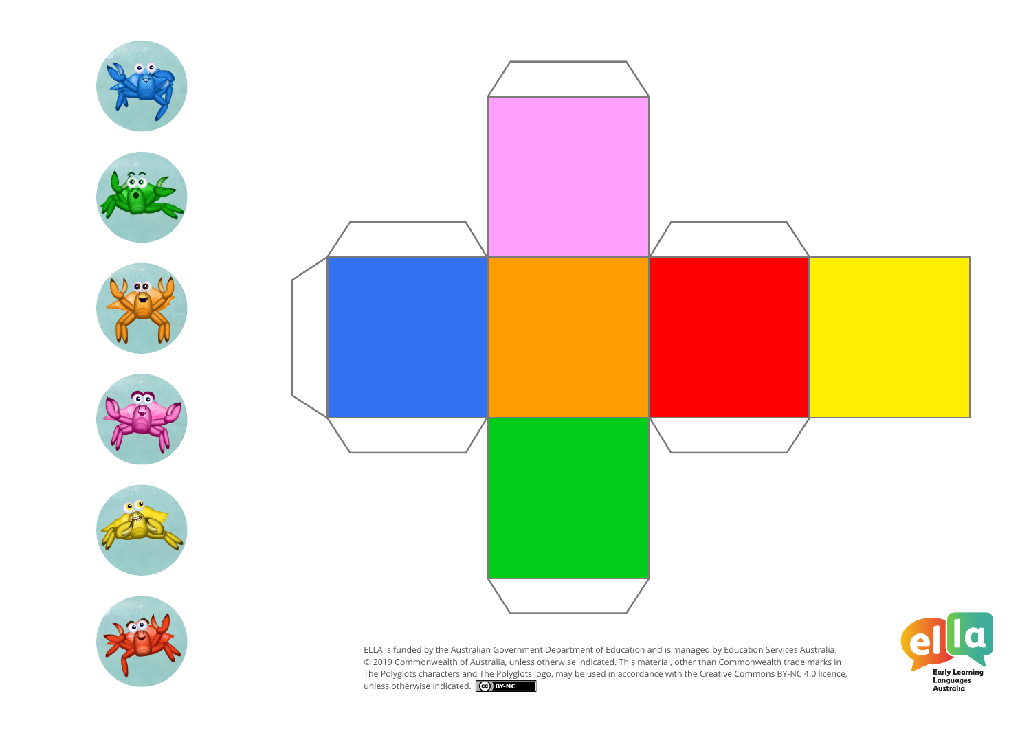ELLA is funded by the Australian Government Department of Education and is managed by Education Services Australia. © 2019 Commonwealth of Australia, unless otherwise indicated. This material, other than Commonwealth trade marks in The Polyglots characters and The Polyglots logo, may be used in accordance with the Creative Commons BY-NC 4.0 licence, unless otherwise indicated.

ella

Early Learning Languages Australia